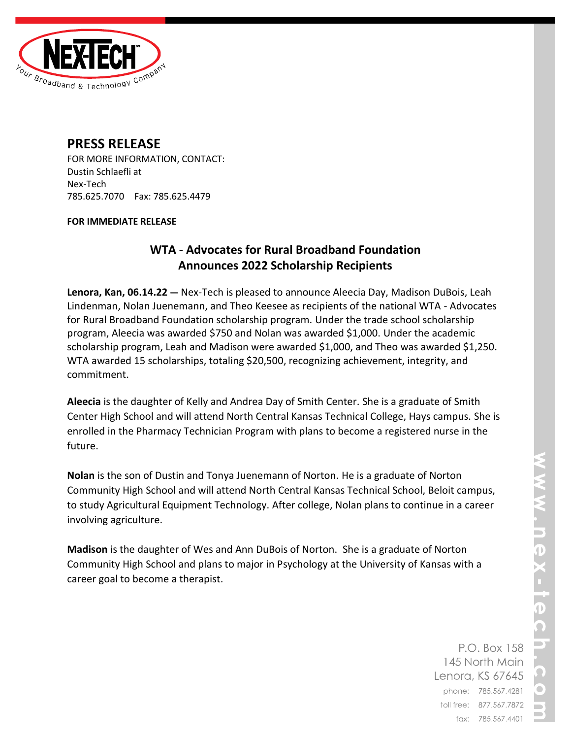# PRESS RELEASE

FOR MORE INFORMATION, CONTACT:
Dustin Schlaefli at
Nex-Tech
785.625.7070 Fax: 785.625.4479

**FOR IMMEDIATE RELEASE**

## WTA - Advocates for Rural Broadband Foundation Announces 2022 Scholarship Recipients

**Lenora, Kan, 06.14.22 —** Nex-Tech is pleased to announce Aleecia Day, Madison DuBois, Leah Lindenman, Nolan Juenemann, and Theo Keesee as recipients of the national WTA - Advocates for Rural Broadband Foundation scholarship program. Under the trade school scholarship program, Aleecia was awarded $750 and Nolan was awarded $1,000. Under the academic scholarship program, Leah and Madison were awarded $1,000, and Theo was awarded $1,250. WTA awarded 15 scholarships, totaling $20,500, recognizing achievement, integrity, and commitment.

**Aleecia** is the daughter of Kelly and Andrea Day of Smith Center. She is a graduate of Smith Center High School and will attend North Central Kansas Technical College, Hays campus. She is enrolled in the Pharmacy Technician Program with plans to become a registered nurse in the future.

**Nolan** is the son of Dustin and Tonya Juenemann of Norton. He is a graduate of Norton Community High School and will attend North Central Kansas Technical School, Beloit campus, to study Agricultural Equipment Technology. After college, Nolan plans to continue in a career involving agriculture.

**Madison** is the daughter of Wes and Ann DuBois of Norton. She is a graduate of Norton Community High School and plans to major in Psychology at the University of Kansas with a career goal to become a therapist.

P.O. Box 158
145 North Main
Lenora, KS 67645
phone: 785.567.4281
toll free: 877.567.7872
fax: 785.567.4401

www.nex-tech.com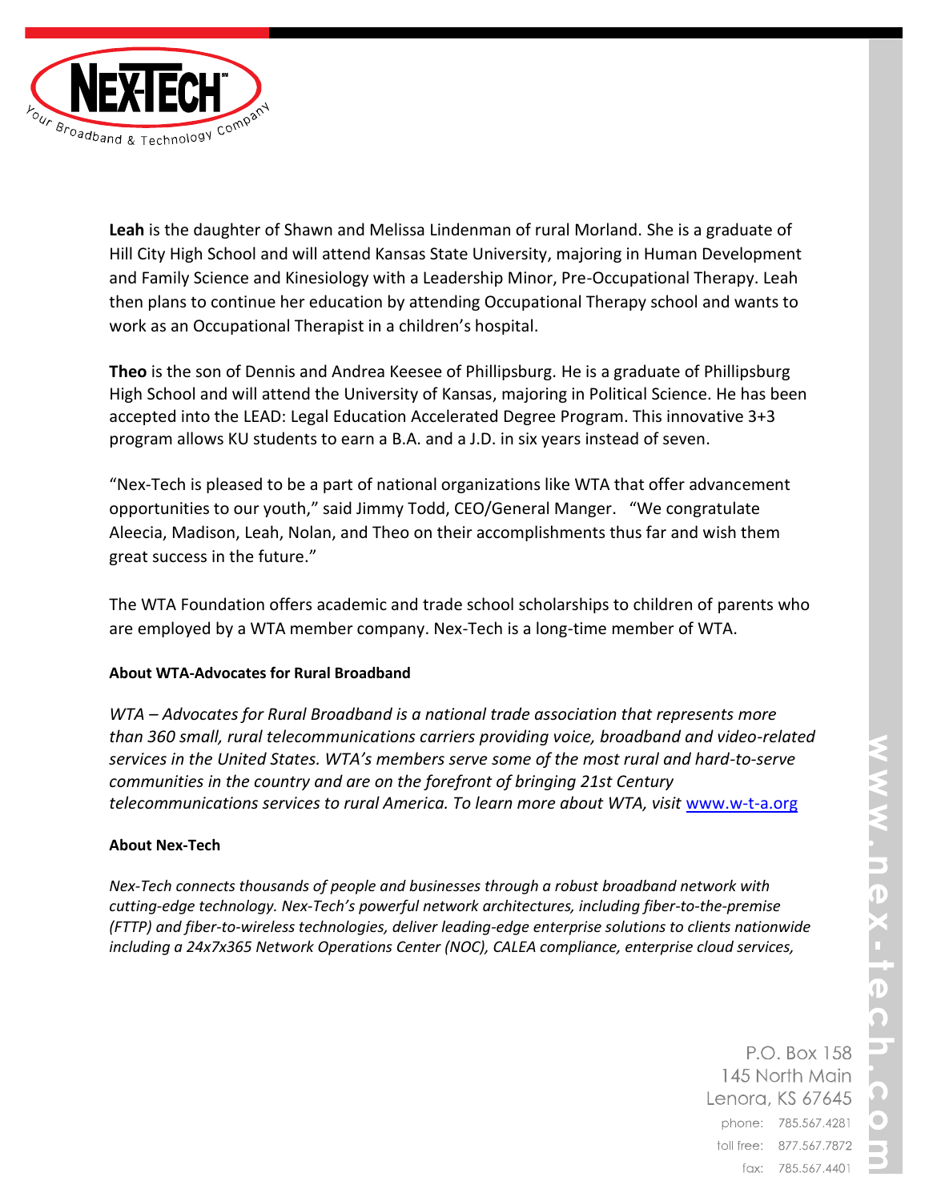**Leah** is the daughter of Shawn and Melissa Lindenman of rural Morland. She is a graduate of Hill City High School and will attend Kansas State University, majoring in Human Development and Family Science and Kinesiology with a Leadership Minor, Pre-Occupational Therapy. Leah then plans to continue her education by attending Occupational Therapy school and wants to work as an Occupational Therapist in a children's hospital.

**Theo** is the son of Dennis and Andrea Keesee of Phillipsburg. He is a graduate of Phillipsburg High School and will attend the University of Kansas, majoring in Political Science. He has been accepted into the LEAD: Legal Education Accelerated Degree Program. This innovative 3+3 program allows KU students to earn a B.A. and a J.D. in six years instead of seven.

"Nex-Tech is pleased to be a part of national organizations like WTA that offer advancement opportunities to our youth," said Jimmy Todd, CEO/General Manger. "We congratulate Aleecia, Madison, Leah, Nolan, and Theo on their accomplishments thus far and wish them great success in the future."

The WTA Foundation offers academic and trade school scholarships to children of parents who are employed by a WTA member company. Nex-Tech is a long-time member of WTA.

**About WTA-Advocates for Rural Broadband**

*WTA – Advocates for Rural Broadband is a national trade association that represents more than 360 small, rural telecommunications carriers providing voice, broadband and video-related services in the United States. WTA's members serve some of the most rural and hard-to-serve communities in the country and are on the forefront of bringing 21st Century telecommunications services to rural America. To learn more about WTA, visit* www.w-t-a.org

**About Nex-Tech**

*Nex-Tech connects thousands of people and businesses through a robust broadband network with cutting-edge technology. Nex-Tech's powerful network architectures, including fiber-to-the-premise (FTTP) and fiber-to-wireless technologies, deliver leading-edge enterprise solutions to clients nationwide including a 24x7x365 Network Operations Center (NOC), CALEA compliance, enterprise cloud services,*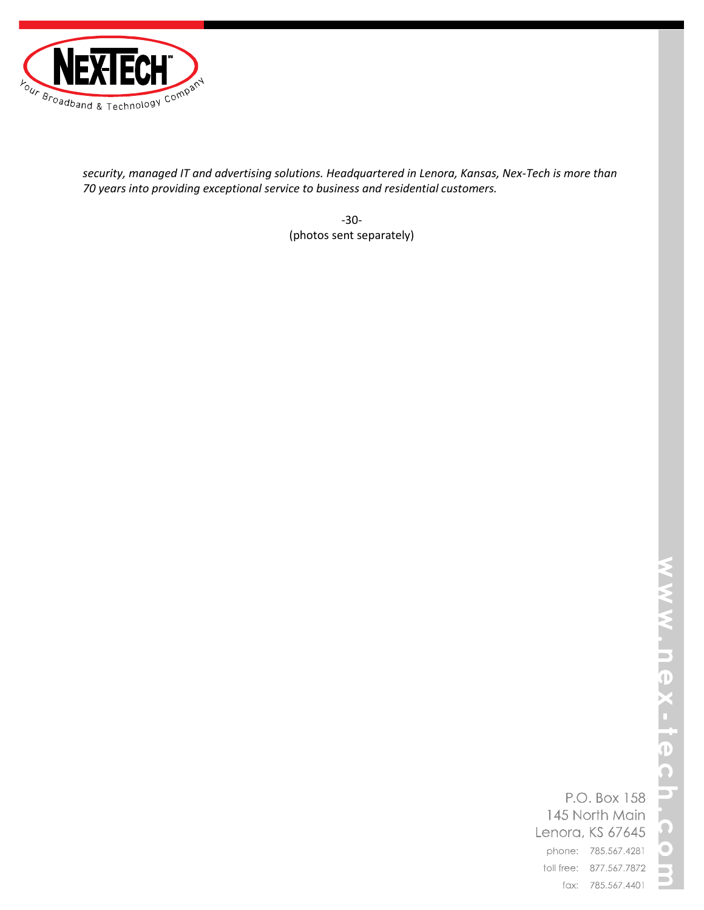*security, managed IT and advertising solutions. Headquartered in Lenora, Kansas, Nex-Tech is more than 70 years into providing exceptional service to business and residential customers.*

-30-
(photos sent separately)

P.O. Box 158
145 North Main
Lenora, KS 67645
phone: 785.567.4281
toll free: 877.567.7872
fax: 785.567.4401

www.nex-tech.com